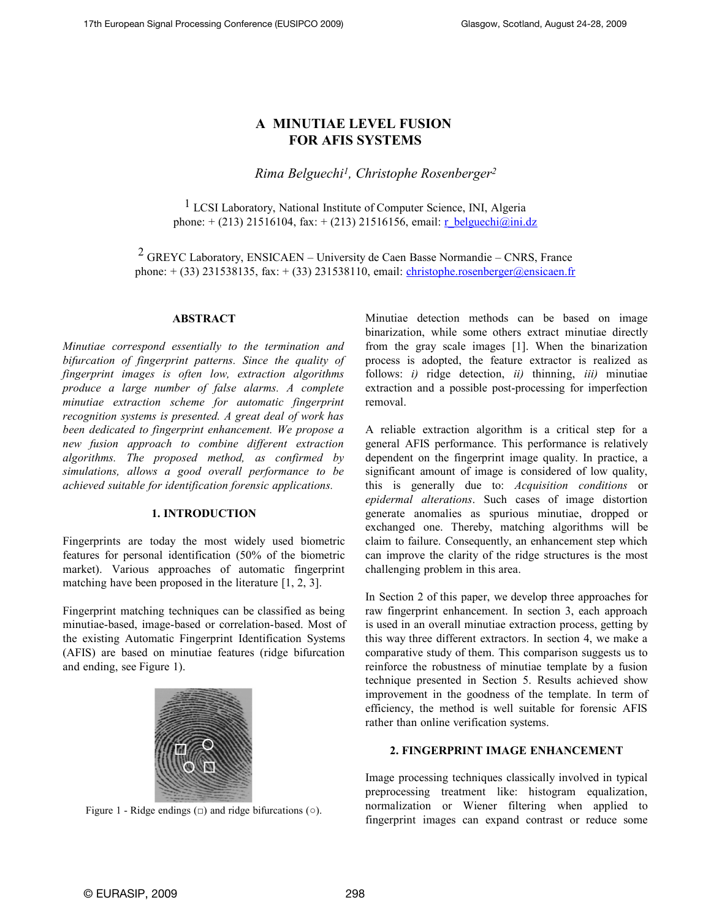# A MINUTIAE LEVEL FUSION FOR AFIS SYSTEMS

*Rima Belguechi[1], Christophe Rosenberger[2]*

[1] LCSI Laboratory, National Institute of Computer Science, INI, Algeria
phone: + (213) 21516104, fax: + (213) 21516156, email: r_belguechi@ini.dz

[2] GREYC Laboratory, ENSICAEN – University de Caen Basse Normandie – CNRS, France
phone: + (33) 231538135, fax: + (33) 231538110, email: christophe.rosenberger@ensicaen.fr

## ABSTRACT

*Minutiae correspond essentially to the termination and bifurcation of fingerprint patterns. Since the quality of fingerprint images is often low, extraction algorithms produce a large number of false alarms. A complete minutiae extraction scheme for automatic fingerprint recognition systems is presented. A great deal of work has been dedicated to fingerprint enhancement. We propose a new fusion approach to combine different extraction algorithms. The proposed method, as confirmed by simulations, allows a good overall performance to be achieved suitable for identification forensic applications.*

## 1. INTRODUCTION

Fingerprints are today the most widely used biometric features for personal identification (50% of the biometric market). Various approaches of automatic fingerprint matching have been proposed in the literature [1, 2, 3].

Fingerprint matching techniques can be classified as being minutiae-based, image-based or correlation-based. Most of the existing Automatic Fingerprint Identification Systems (AFIS) are based on minutiae features (ridge bifurcation and ending, see Figure 1).

Figure 1 - Ridge endings (□) and ridge bifurcations (○).

Minutiae detection methods can be based on image binarization, while some others extract minutiae directly from the gray scale images [1]. When the binarization process is adopted, the feature extractor is realized as follows: *i)* ridge detection, *ii)* thinning, *iii)* minutiae extraction and a possible post-processing for imperfection removal.

A reliable extraction algorithm is a critical step for a general AFIS performance. This performance is relatively dependent on the fingerprint image quality. In practice, a significant amount of image is considered of low quality, this is generally due to: *Acquisition conditions* or *epidermal alterations*. Such cases of image distortion generate anomalies as spurious minutiae, dropped or exchanged one. Thereby, matching algorithms will be claim to failure. Consequently, an enhancement step which can improve the clarity of the ridge structures is the most challenging problem in this area.

In Section 2 of this paper, we develop three approaches for raw fingerprint enhancement. In section 3, each approach is used in an overall minutiae extraction process, getting by this way three different extractors. In section 4, we make a comparative study of them. This comparison suggests us to reinforce the robustness of minutiae template by a fusion technique presented in Section 5. Results achieved show improvement in the goodness of the template. In term of efficiency, the method is well suitable for forensic AFIS rather than online verification systems.

## 2. FINGERPRINT IMAGE ENHANCEMENT

Image processing techniques classically involved in typical preprocessing treatment like: histogram equalization, normalization or Wiener filtering when applied to fingerprint images can expand contrast or reduce some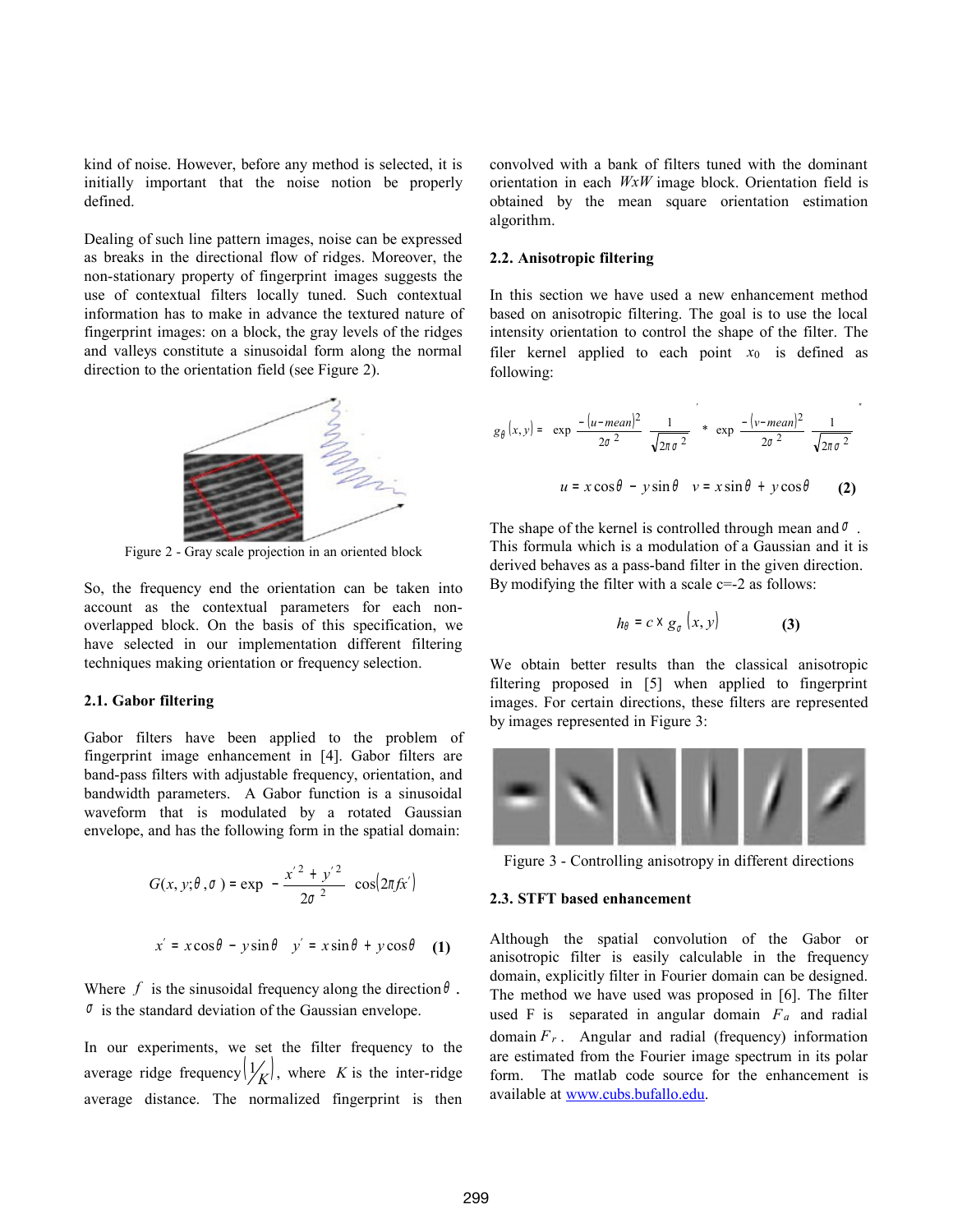kind of noise. However, before any method is selected, it is initially important that the noise notion be properly defined.

Dealing of such line pattern images, noise can be expressed as breaks in the directional flow of ridges. Moreover, the non-stationary property of fingerprint images suggests the use of contextual filters locally tuned. Such contextual information has to make in advance the textured nature of fingerprint images: on a block, the gray levels of the ridges and valleys constitute a sinusoidal form along the normal direction to the orientation field (see Figure 2).

Figure 2 - Gray scale projection in an oriented block

So, the frequency end the orientation can be taken into account as the contextual parameters for each non-overlapped block. On the basis of this specification, we have selected in our implementation different filtering techniques making orientation or frequency selection.

### 2.1. Gabor filtering

Gabor filters have been applied to the problem of fingerprint image enhancement in [4]. Gabor filters are band-pass filters with adjustable frequency, orientation, and bandwidth parameters. A Gabor function is a sinusoidal waveform that is modulated by a rotated Gaussian envelope, and has the following form in the spatial domain:

$$G(x, y; \theta, \sigma) = \exp\left(-\frac{x'^2 + y'^2}{2\sigma^2}\right)\cos(2\pi f x')$$

$$x' = x\cos\theta - y\sin\theta \quad y' = x\sin\theta + y\cos\theta \qquad (1)$$

Where $f$ is the sinusoidal frequency along the direction $\theta$. $\sigma$ is the standard deviation of the Gaussian envelope.

In our experiments, we set the filter frequency to the average ridge frequency $\left(1/K\right)$, where $K$ is the inter-ridge average distance. The normalized fingerprint is then convolved with a bank of filters tuned with the dominant orientation in each $WxW$ image block. Orientation field is obtained by the mean square orientation estimation algorithm.

### 2.2. Anisotropic filtering

In this section we have used a new enhancement method based on anisotropic filtering. The goal is to use the local intensity orientation to control the shape of the filter. The filer kernel applied to each point $x_0$ is defined as following:

$$g_\theta(x, y) = \exp\frac{-(u - mean)^2}{2\sigma^2}\frac{1}{\sqrt{2\pi\sigma^2}} * \exp\frac{-(v - mean)^2}{2\sigma^2}\frac{1}{\sqrt{2\pi\sigma^2}}$$

$$u = x\cos\theta - y\sin\theta \quad v = x\sin\theta + y\cos\theta \qquad (2)$$

The shape of the kernel is controlled through mean and $\sigma$. This formula which is a modulation of a Gaussian and it is derived behaves as a pass-band filter in the given direction. By modifying the filter with a scale c=-2 as follows:

$$h_\theta = c \times g_\sigma(x, y) \qquad (3)$$

We obtain better results than the classical anisotropic filtering proposed in [5] when applied to fingerprint images. For certain directions, these filters are represented by images represented in Figure 3:

Figure 3 - Controlling anisotropy in different directions

### 2.3. STFT based enhancement

Although the spatial convolution of the Gabor or anisotropic filter is easily calculable in the frequency domain, explicitly filter in Fourier domain can be designed. The method we have used was proposed in [6]. The filter used F is separated in angular domain $F_a$ and radial domain $F_r$. Angular and radial (frequency) information are estimated from the Fourier image spectrum in its polar form. The matlab code source for the enhancement is available at www.cubs.bufallo.edu.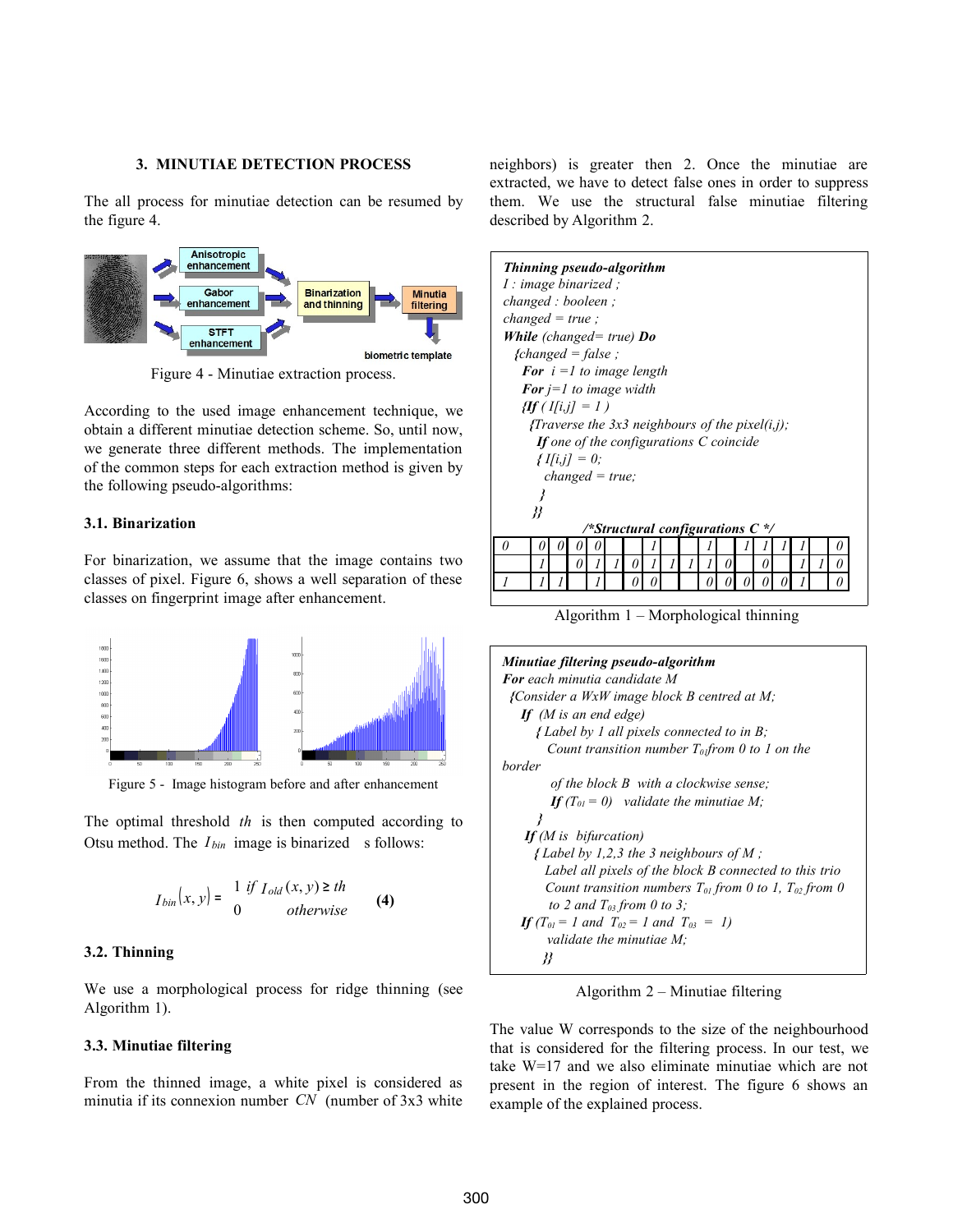## 3. MINUTIAE DETECTION PROCESS

The all process for minutiae detection can be resumed by the figure 4.

Figure 4 - Minutiae extraction process.

According to the used image enhancement technique, we obtain a different minutiae detection scheme. So, until now, we generate three different methods. The implementation of the common steps for each extraction method is given by the following pseudo-algorithms:

### 3.1. Binarization

For binarization, we assume that the image contains two classes of pixel. Figure 6, shows a well separation of these classes on fingerprint image after enhancement.

Figure 5 - Image histogram before and after enhancement

The optimal threshold *th* is then computed according to Otsu method. The $I_{bin}$ image is binarized s follows:

$$I_{bin}(x,y) = \begin{cases} 1 & if\ I_{old}(x,y) \geq th \\ 0 & otherwise \end{cases} \quad \textbf{(4)}$$

### 3.2. Thinning

We use a morphological process for ridge thinning (see Algorithm 1).

### 3.3. Minutiae filtering

From the thinned image, a white pixel is considered as minutia if its connexion number $CN$ (number of 3x3 white neighbors) is greater then 2. Once the minutiae are extracted, we have to detect false ones in order to suppress them. We use the structural false minutiae filtering described by Algorithm 2.

***Thinning pseudo-algorithm***
*I : image binarized ;*
*changed : booleen ;*
*changed = true ;*
***While** (changed= true) **Do***
  *{changed = false ;*
    ***For** i =1 to image length*
    ***For** j=1 to image width*
    *{**If** ( I[i,j] = 1 )*
      *{Traverse the 3x3 neighbours of the pixel(i,j);*
        ***If** one of the configurations C coincide*
        *{ I[i,j] = 0;*
          *changed = true;*
        *}*
      *}}*

***/\*Structural configurations C \*/***

| 0 | 0 | 0 | 0 | 0 | | | 1 | | | 1 | | 1 | 1 | 1 | 1 | | 0 |
|---|---|---|---|---|---|---|---|---|---|---|---|---|---|---|---|---|---|
| | 1 | | 0 | 1 | 1 | 0 | 1 | 1 | 1 | 1 | 0 | | 0 | | 1 | 1 | 0 |
| 1 | 1 | 1 | | 1 | | 0 | 0 | | | 0 | 0 | 0 | 0 | 0 | 1 | | 0 |

Algorithm 1 – Morphological thinning

***Minutiae filtering pseudo-algorithm***
***For** each minutia candidate M*
  *{Consider a WxW image block B centred at M;*
    ***If** (M is an end edge)*
      *{ Label by 1 all pixels connected to in B;*
        *Count transition number $T_{01}$ from 0 to 1 on the border of the block B with a clockwise sense;*
        ***If** ($T_{01}$ = 0) validate the minutiae M;*
      *}*
    ***If** (M is bifurcation)*
      *{ Label by 1,2,3 the 3 neighbours of M ;*
        *Label all pixels of the block B connected to this trio*
        *Count transition numbers $T_{01}$ from 0 to 1, $T_{02}$ from 0 to 2 and $T_{03}$ from 0 to 3;*
    ***If** ($T_{01}$ = 1 and $T_{02}$ = 1 and $T_{03}$ = 1)*
        *validate the minutiae M;*
      *}}*

Algorithm 2 – Minutiae filtering

The value W corresponds to the size of the neighbourhood that is considered for the filtering process. In our test, we take W=17 and we also eliminate minutiae which are not present in the region of interest. The figure 6 shows an example of the explained process.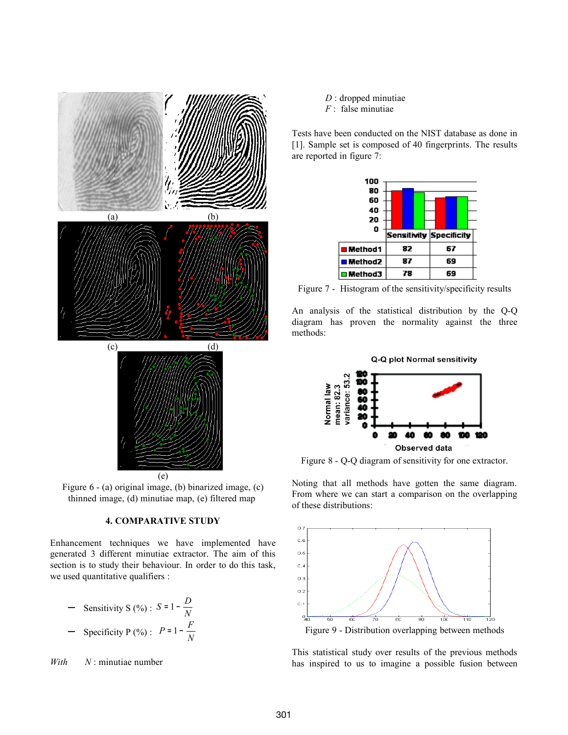(a) (b)

(c) (d)

(e)

Figure 6 - (a) original image, (b) binarized image, (c) thinned image, (d) minutiae map, (e) filtered map

## 4. COMPARATIVE STUDY

Enhancement techniques we have implemented have generated 3 different minutiae extractor. The aim of this section is to study their behaviour. In order to do this task, we used quantitative qualifiers :

- Sensitivity S (%) : $S = 1 - \frac{D}{N}$
- Specificity P (%) : $P = 1 - \frac{F}{N}$

*With* $N$ : minutiae number

$D$ : dropped minutiae

$F$ : false minutiae

Tests have been conducted on the NIST database as done in [1]. Sample set is composed of 40 fingerprints. The results are reported in figure 7:

| | Sensitivity | Specificity |
|---|---|---|
| Method1 | 82 | 67 |
| Method2 | 87 | 69 |
| Method3 | 78 | 69 |

Figure 7 - Histogram of the sensitivity/specificity results

An analysis of the statistical distribution by the Q-Q diagram has proven the normality against the three methods:

Figure 8 - Q-Q diagram of sensitivity for one extractor.

Noting that all methods have gotten the same diagram. From where we can start a comparison on the overlapping of these distributions:

Figure 9 - Distribution overlapping between methods

This statistical study over results of the previous methods has inspired to us to imagine a possible fusion between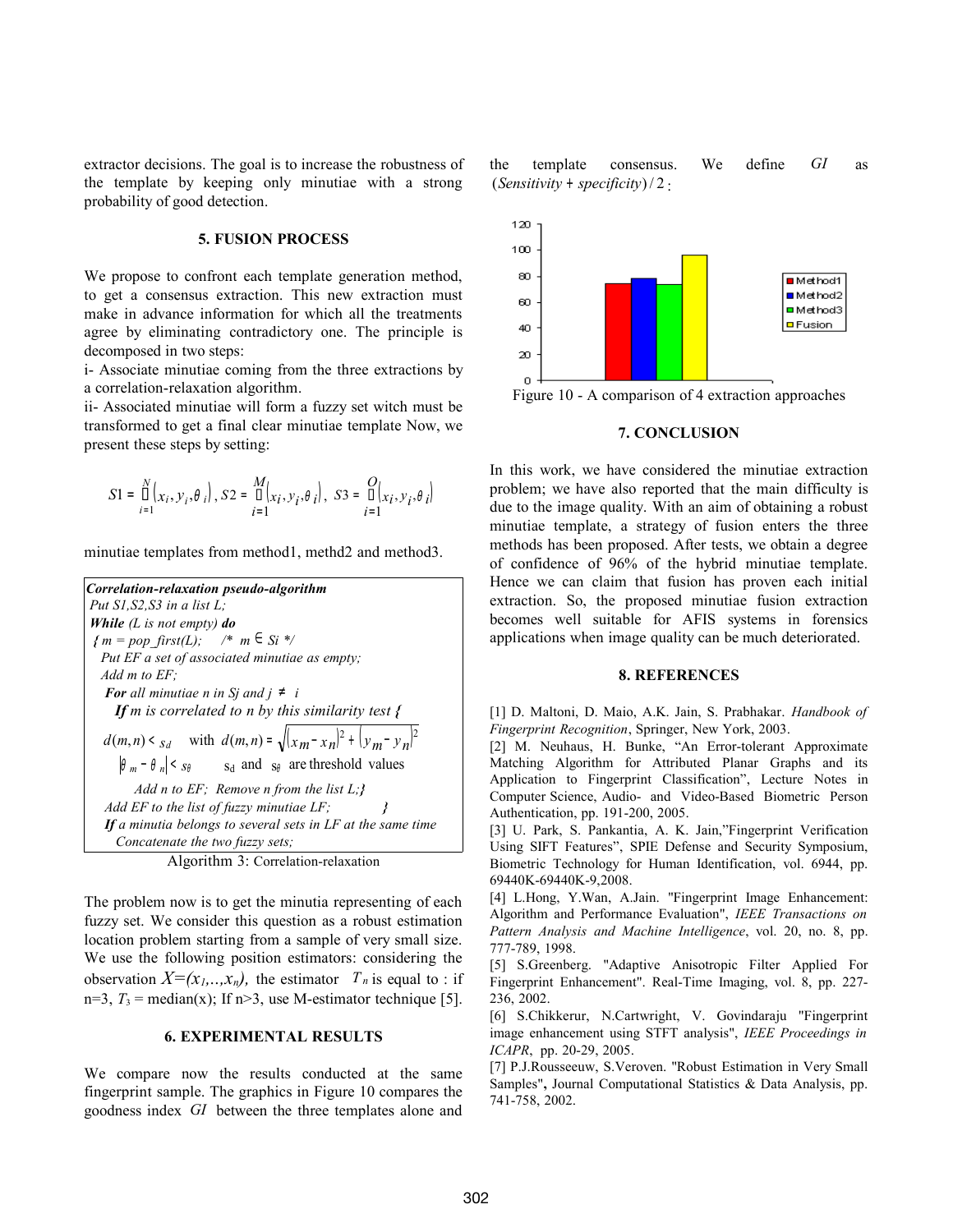extractor decisions. The goal is to increase the robustness of the template by keeping only minutiae with a strong probability of good detection.

## 5. FUSION PROCESS

We propose to confront each template generation method, to get a consensus extraction. This new extraction must make in advance information for which all the treatments agree by eliminating contradictory one. The principle is decomposed in two steps:

i- Associate minutiae coming from the three extractions by a correlation-relaxation algorithm.

ii- Associated minutiae will form a fuzzy set witch must be transformed to get a final clear minutiae template Now, we present these steps by setting:

$$S1 = \bigcup_{i=1}^{N}(x_i, y_i, \theta_i),\ S2 = \bigcup_{i=1}^{M}(x_i, y_i, \theta_i),\ S3 = \bigcup_{i=1}^{O}(x_i, y_i, \theta_i)$$

minutiae templates from method1, methd2 and method3.

```
Correlation-relaxation pseudo-algorithm
Put S1,S2,S3 in a list L;
While (L is not empty) do
{ m = pop_first(L);    /* m ∈ Si */
  Put EF a set of associated minutiae as empty;
  Add m to EF;
  For all minutiae n in Sj and j ≠ i
    If m is correlated to n by this similarity test {
      d(m,n) < sd   with d(m,n) = sqrt((xm - xn)^2 + (ym - yn)^2)
      |θm - θn| < sθ     sd and sθ are threshold values
      Add n to EF; Remove n from the list L;}
  Add EF to the list of fuzzy minutiae LF;         }
If a minutia belongs to several sets in LF at the same time
  Concatenate the two fuzzy sets;
```

Algorithm 3: Correlation-relaxation

The problem now is to get the minutia representing of each fuzzy set. We consider this question as a robust estimation location problem starting from a sample of very small size. We use the following position estimators: considering the observation $X=(x_1,..,x_n)$, the estimator $T_n$ is equal to : if n=3, $T_3$ = median(x); If n>3, use M-estimator technique [5].

## 6. EXPERIMENTAL RESULTS

We compare now the results conducted at the same fingerprint sample. The graphics in Figure 10 compares the goodness index $GI$ between the three templates alone and the template consensus. We define $GI$ as $(Sensitivity + specificity)/2$ :

120
100
80
60
40
20
0

Method1
Method2
Method3
Fusion

Figure 10 - A comparison of 4 extraction approaches

## 7. CONCLUSION

In this work, we have considered the minutiae extraction problem; we have also reported that the main difficulty is due to the image quality. With an aim of obtaining a robust minutiae template, a strategy of fusion enters the three methods has been proposed. After tests, we obtain a degree of confidence of 96% of the hybrid minutiae template. Hence we can claim that fusion has proven each initial extraction. So, the proposed minutiae fusion extraction becomes well suitable for AFIS systems in forensics applications when image quality can be much deteriorated.

## 8. REFERENCES

[1] D. Maltoni, D. Maio, A.K. Jain, S. Prabhakar. *Handbook of Fingerprint Recognition*, Springer, New York, 2003.

[2] M. Neuhaus, H. Bunke, "An Error-tolerant Approximate Matching Algorithm for Attributed Planar Graphs and its Application to Fingerprint Classification", Lecture Notes in Computer Science, Audio- and Video-Based Biometric Person Authentication, pp. 191-200, 2005.

[3] U. Park, S. Pankantia, A. K. Jain,"Fingerprint Verification Using SIFT Features", SPIE Defense and Security Symposium, Biometric Technology for Human Identification, vol. 6944, pp. 69440K-69440K-9,2008.

[4] L.Hong, Y.Wan, A.Jain. "Fingerprint Image Enhancement: Algorithm and Performance Evaluation", *IEEE Transactions on Pattern Analysis and Machine Intelligence*, vol. 20, no. 8, pp. 777-789, 1998.

[5] S.Greenberg. "Adaptive Anisotropic Filter Applied For Fingerprint Enhancement". Real-Time Imaging, vol. 8, pp. 227-236, 2002.

[6] S.Chikkerur, N.Cartwright, V. Govindaraju "Fingerprint image enhancement using STFT analysis", *IEEE Proceedings in ICAPR*, pp. 20-29, 2005.

[7] P.J.Rousseeuw, S.Veroven. "Robust Estimation in Very Small Samples", Journal Computational Statistics & Data Analysis, pp. 741-758, 2002.